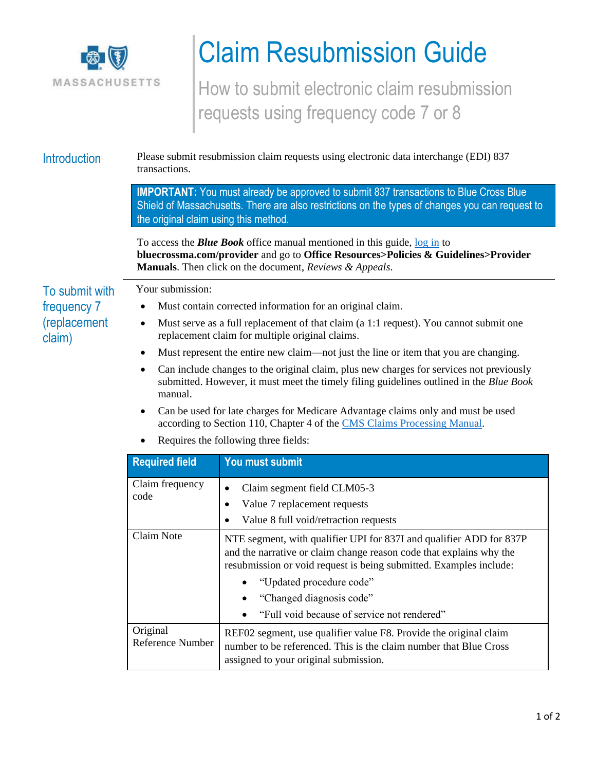# Claim Resubmission Guide

## How to submit electronic claim resubmission requests using frequency code 7 or 8

## Introduction

Please submit resubmission claim requests using electronic data interchange (EDI) 837 transactions.

**IMPORTANT:** You must already be approved to submit 837 transactions to Blue Cross Blue Shield of Massachusetts. There are also restrictions on the types of changes you can request to the original claim using this method.

To access the ***Blue Book*** office manual mentioned in this guide, log in to **bluecrossma.com/provider** and go to **Office Resources>Policies & Guidelines>Provider Manuals**. Then click on the document, *Reviews & Appeals*.

## To submit with frequency 7 (replacement claim)

Your submission:

- Must contain corrected information for an original claim.
- Must serve as a full replacement of that claim (a 1:1 request). You cannot submit one replacement claim for multiple original claims.
- Must represent the entire new claim—not just the line or item that you are changing.
- Can include changes to the original claim, plus new charges for services not previously submitted. However, it must meet the timely filing guidelines outlined in the *Blue Book* manual.
- Can be used for late charges for Medicare Advantage claims only and must be used according to Section 110, Chapter 4 of the CMS Claims Processing Manual.
- Requires the following three fields:

| Required field | You must submit |
|---|---|
| Claim frequency code | • Claim segment field CLM05-3<br>• Value 7 replacement requests<br>• Value 8 full void/retraction requests |
| Claim Note | NTE segment, with qualifier UPI for 837I and qualifier ADD for 837P and the narrative or claim change reason code that explains why the resubmission or void request is being submitted. Examples include:<br>• "Updated procedure code"<br>• "Changed diagnosis code"<br>• "Full void because of service not rendered" |
| Original Reference Number | REF02 segment, use qualifier value F8. Provide the original claim number to be referenced. This is the claim number that Blue Cross assigned to your original submission. |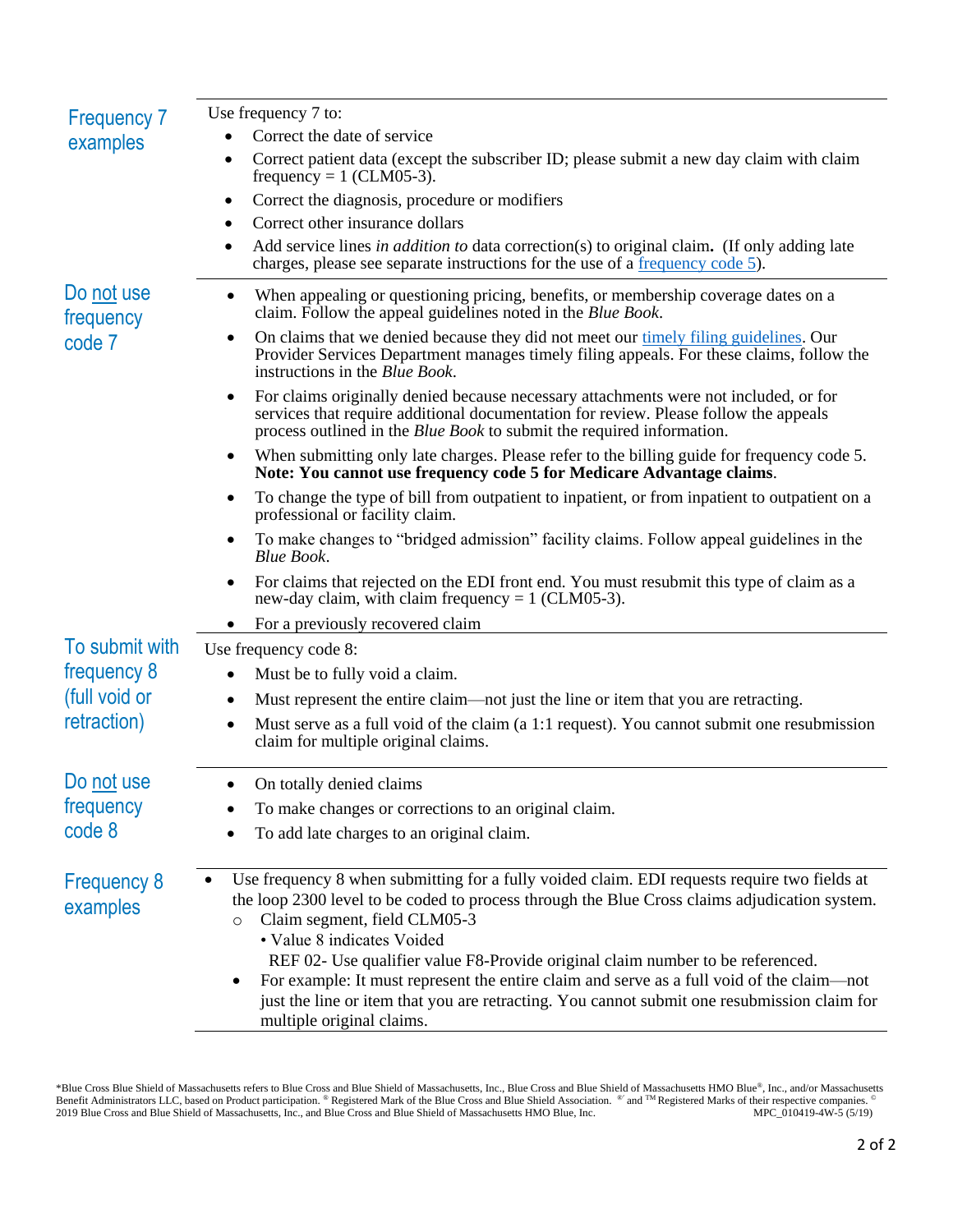## Frequency 7 examples

Use frequency 7 to:

- Correct the date of service
- Correct patient data (except the subscriber ID; please submit a new day claim with claim frequency = 1 (CLM05-3).
- Correct the diagnosis, procedure or modifiers
- Correct other insurance dollars
- Add service lines *in addition to* data correction(s) to original claim**.** (If only adding late charges, please see separate instructions for the use of a [frequency code 5](frequency code 5)).

## Do not use frequency code 7

- When appealing or questioning pricing, benefits, or membership coverage dates on a claim. Follow the appeal guidelines noted in the *Blue Book*.
- On claims that we denied because they did not meet our [timely filing guidelines](timely filing guidelines). Our Provider Services Department manages timely filing appeals. For these claims, follow the instructions in the *Blue Book*.
- For claims originally denied because necessary attachments were not included, or for services that require additional documentation for review. Please follow the appeals process outlined in the *Blue Book* to submit the required information.
- When submitting only late charges. Please refer to the billing guide for frequency code 5. **Note: You cannot use frequency code 5 for Medicare Advantage claims**.
- To change the type of bill from outpatient to inpatient, or from inpatient to outpatient on a professional or facility claim.
- To make changes to "bridged admission" facility claims. Follow appeal guidelines in the *Blue Book*.
- For claims that rejected on the EDI front end. You must resubmit this type of claim as a new-day claim, with claim frequency = 1 (CLM05-3).
- For a previously recovered claim

## To submit with frequency 8 (full void or retraction)

Use frequency code 8:

- Must be to fully void a claim.
- Must represent the entire claim—not just the line or item that you are retracting.
- Must serve as a full void of the claim (a 1:1 request). You cannot submit one resubmission claim for multiple original claims.

## Do not use frequency code 8

- On totally denied claims
- To make changes or corrections to an original claim.
- To add late charges to an original claim.

## Frequency 8 examples

- Use frequency 8 when submitting for a fully voided claim. EDI requests require two fields at the loop 2300 level to be coded to process through the Blue Cross claims adjudication system.
  - Claim segment, field CLM05-3
    - Value 8 indicates Voided

    REF 02- Use qualifier value F8-Provide original claim number to be referenced.
  - For example: It must represent the entire claim and serve as a full void of the claim—not just the line or item that you are retracting. You cannot submit one resubmission claim for multiple original claims.

*Blue Cross Blue Shield of Massachusetts refers to Blue Cross and Blue Shield of Massachusetts, Inc., Blue Cross and Blue Shield of Massachusetts HMO Blue®, Inc., and/or Massachusetts Benefit Administrators LLC, based on Product participation. ® Registered Mark of the Blue Cross and Blue Shield Association. ®´ and ™ Registered Marks of their respective companies. © 2019 Blue Cross and Blue Shield of Massachusetts, Inc., and Blue Cross and Blue Shield of Massachusetts HMO Blue, Inc. MPC_010419-4W-5 (5/19)